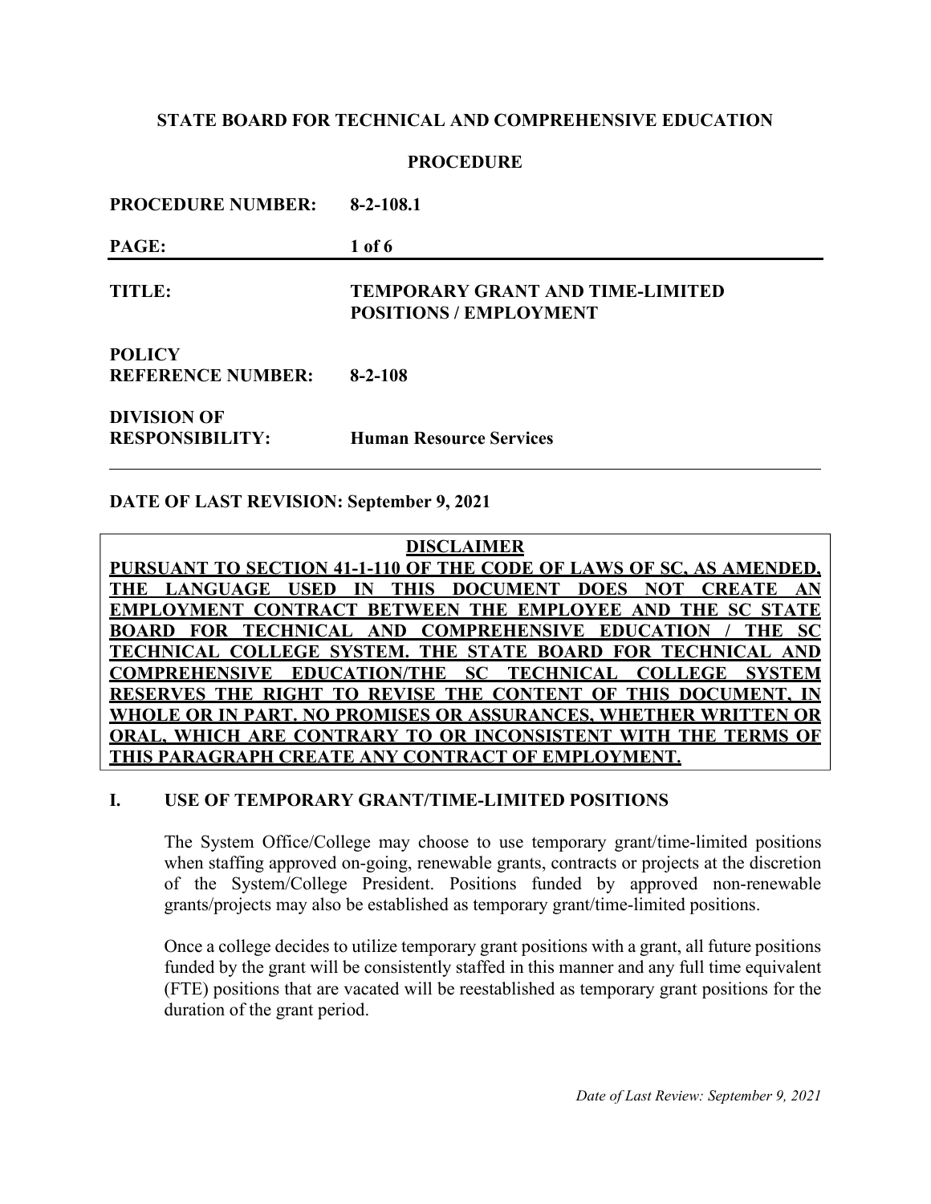**STATE BOARD FOR TECHNICAL AND COMPREHENSIVE EDUCATION**

**PROCEDURE**

| | |
|---|---|
| **PROCEDURE NUMBER:** | **8-2-108.1** |
| **TITLE:** | **TEMPORARY GRANT AND TIME-LIMITED POSITIONS / EMPLOYMENT** |
| **POLICY REFERENCE NUMBER:** | **8-2-108** |
| **DIVISION OF RESPONSIBILITY:** | **Human Resource Services** |

**DATE OF LAST REVISION: September 9, 2021**

**DISCLAIMER**

**PURSUANT TO SECTION 41-1-110 OF THE CODE OF LAWS OF SC, AS AMENDED, THE LANGUAGE USED IN THIS DOCUMENT DOES NOT CREATE AN EMPLOYMENT CONTRACT BETWEEN THE EMPLOYEE AND THE SC STATE BOARD FOR TECHNICAL AND COMPREHENSIVE EDUCATION / THE SC TECHNICAL COLLEGE SYSTEM. THE STATE BOARD FOR TECHNICAL AND COMPREHENSIVE EDUCATION/THE SC TECHNICAL COLLEGE SYSTEM RESERVES THE RIGHT TO REVISE THE CONTENT OF THIS DOCUMENT, IN WHOLE OR IN PART. NO PROMISES OR ASSURANCES, WHETHER WRITTEN OR ORAL, WHICH ARE CONTRARY TO OR INCONSISTENT WITH THE TERMS OF THIS PARAGRAPH CREATE ANY CONTRACT OF EMPLOYMENT.**

## I. USE OF TEMPORARY GRANT/TIME-LIMITED POSITIONS

The System Office/College may choose to use temporary grant/time-limited positions when staffing approved on-going, renewable grants, contracts or projects at the discretion of the System/College President. Positions funded by approved non-renewable grants/projects may also be established as temporary grant/time-limited positions.

Once a college decides to utilize temporary grant positions with a grant, all future positions funded by the grant will be consistently staffed in this manner and any full time equivalent (FTE) positions that are vacated will be reestablished as temporary grant positions for the duration of the grant period.

*Date of Last Review: September 9, 2021*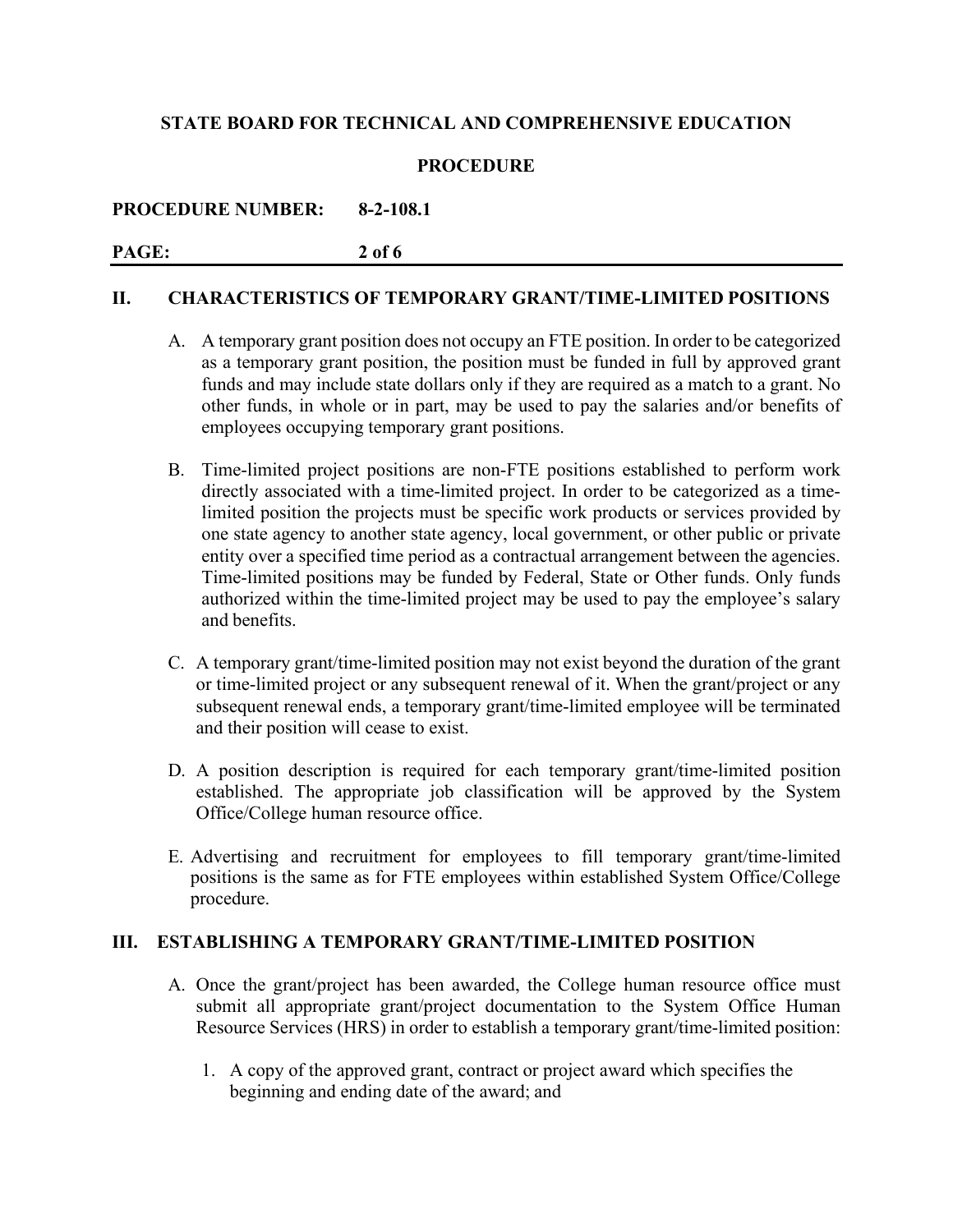## II. CHARACTERISTICS OF TEMPORARY GRANT/TIME-LIMITED POSITIONS

A. A temporary grant position does not occupy an FTE position. In order to be categorized as a temporary grant position, the position must be funded in full by approved grant funds and may include state dollars only if they are required as a match to a grant. No other funds, in whole or in part, may be used to pay the salaries and/or benefits of employees occupying temporary grant positions.

B. Time-limited project positions are non-FTE positions established to perform work directly associated with a time-limited project. In order to be categorized as a time-limited position the projects must be specific work products or services provided by one state agency to another state agency, local government, or other public or private entity over a specified time period as a contractual arrangement between the agencies. Time-limited positions may be funded by Federal, State or Other funds. Only funds authorized within the time-limited project may be used to pay the employee's salary and benefits.

C. A temporary grant/time-limited position may not exist beyond the duration of the grant or time-limited project or any subsequent renewal of it. When the grant/project or any subsequent renewal ends, a temporary grant/time-limited employee will be terminated and their position will cease to exist.

D. A position description is required for each temporary grant/time-limited position established. The appropriate job classification will be approved by the System Office/College human resource office.

E. Advertising and recruitment for employees to fill temporary grant/time-limited positions is the same as for FTE employees within established System Office/College procedure.

## III. ESTABLISHING A TEMPORARY GRANT/TIME-LIMITED POSITION

A. Once the grant/project has been awarded, the College human resource office must submit all appropriate grant/project documentation to the System Office Human Resource Services (HRS) in order to establish a temporary grant/time-limited position:

   1. A copy of the approved grant, contract or project award which specifies the beginning and ending date of the award; and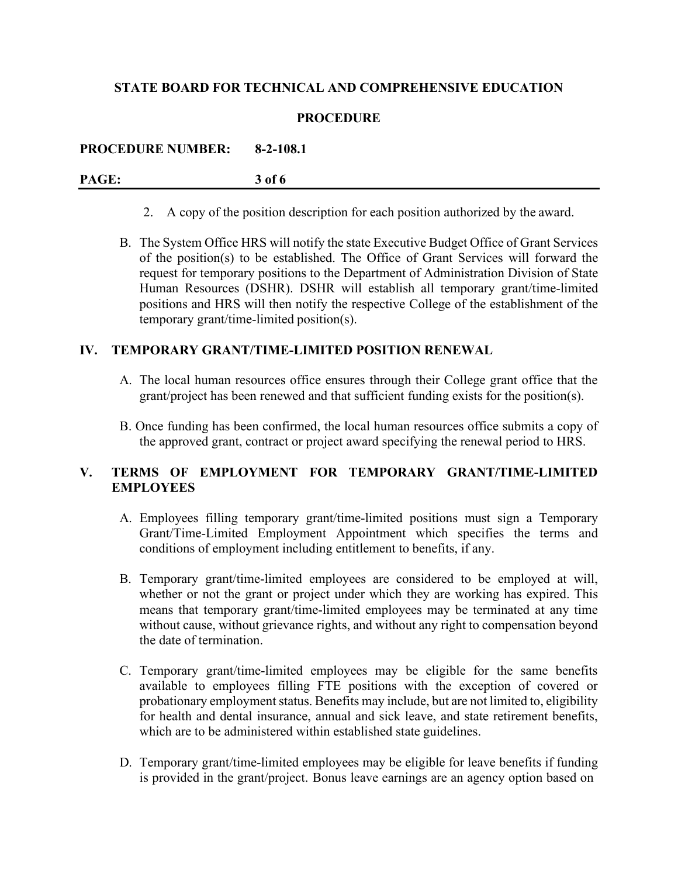2. A copy of the position description for each position authorized by the award.

B. The System Office HRS will notify the state Executive Budget Office of Grant Services of the position(s) to be established. The Office of Grant Services will forward the request for temporary positions to the Department of Administration Division of State Human Resources (DSHR). DSHR will establish all temporary grant/time-limited positions and HRS will then notify the respective College of the establishment of the temporary grant/time-limited position(s).

## IV. TEMPORARY GRANT/TIME-LIMITED POSITION RENEWAL

A. The local human resources office ensures through their College grant office that the grant/project has been renewed and that sufficient funding exists for the position(s).

B. Once funding has been confirmed, the local human resources office submits a copy of the approved grant, contract or project award specifying the renewal period to HRS.

## V. TERMS OF EMPLOYMENT FOR TEMPORARY GRANT/TIME-LIMITED EMPLOYEES

A. Employees filling temporary grant/time-limited positions must sign a Temporary Grant/Time-Limited Employment Appointment which specifies the terms and conditions of employment including entitlement to benefits, if any.

B. Temporary grant/time-limited employees are considered to be employed at will, whether or not the grant or project under which they are working has expired. This means that temporary grant/time-limited employees may be terminated at any time without cause, without grievance rights, and without any right to compensation beyond the date of termination.

C. Temporary grant/time-limited employees may be eligible for the same benefits available to employees filling FTE positions with the exception of covered or probationary employment status. Benefits may include, but are not limited to, eligibility for health and dental insurance, annual and sick leave, and state retirement benefits, which are to be administered within established state guidelines.

D. Temporary grant/time-limited employees may be eligible for leave benefits if funding is provided in the grant/project. Bonus leave earnings are an agency option based on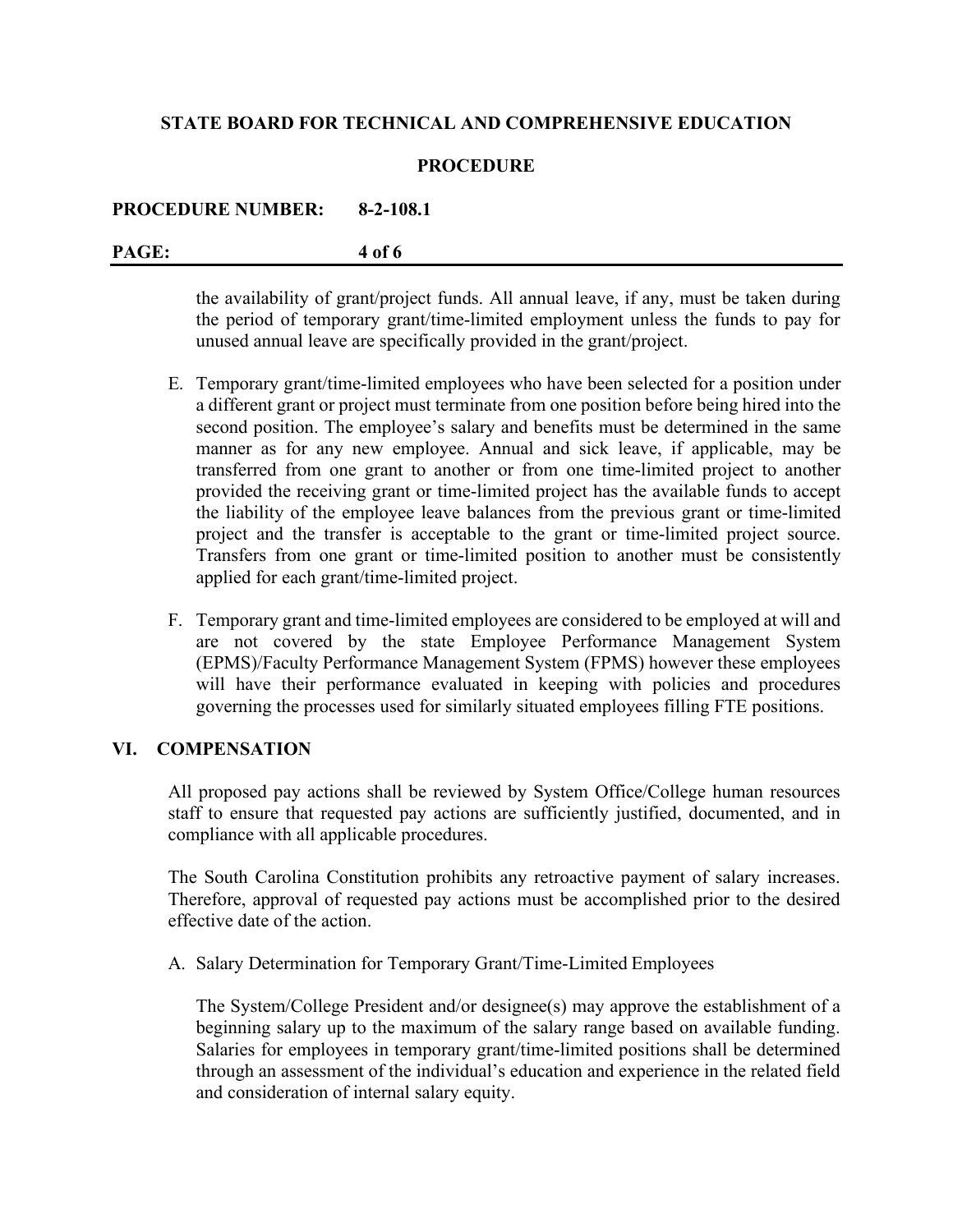the availability of grant/project funds. All annual leave, if any, must be taken during the period of temporary grant/time-limited employment unless the funds to pay for unused annual leave are specifically provided in the grant/project.

E. Temporary grant/time-limited employees who have been selected for a position under a different grant or project must terminate from one position before being hired into the second position. The employee's salary and benefits must be determined in the same manner as for any new employee. Annual and sick leave, if applicable, may be transferred from one grant to another or from one time-limited project to another provided the receiving grant or time-limited project has the available funds to accept the liability of the employee leave balances from the previous grant or time-limited project and the transfer is acceptable to the grant or time-limited project source. Transfers from one grant or time-limited position to another must be consistently applied for each grant/time-limited project.

F. Temporary grant and time-limited employees are considered to be employed at will and are not covered by the state Employee Performance Management System (EPMS)/Faculty Performance Management System (FPMS) however these employees will have their performance evaluated in keeping with policies and procedures governing the processes used for similarly situated employees filling FTE positions.

## VI. COMPENSATION

All proposed pay actions shall be reviewed by System Office/College human resources staff to ensure that requested pay actions are sufficiently justified, documented, and in compliance with all applicable procedures.

The South Carolina Constitution prohibits any retroactive payment of salary increases. Therefore, approval of requested pay actions must be accomplished prior to the desired effective date of the action.

A. Salary Determination for Temporary Grant/Time-Limited Employees

The System/College President and/or designee(s) may approve the establishment of a beginning salary up to the maximum of the salary range based on available funding. Salaries for employees in temporary grant/time-limited positions shall be determined through an assessment of the individual's education and experience in the related field and consideration of internal salary equity.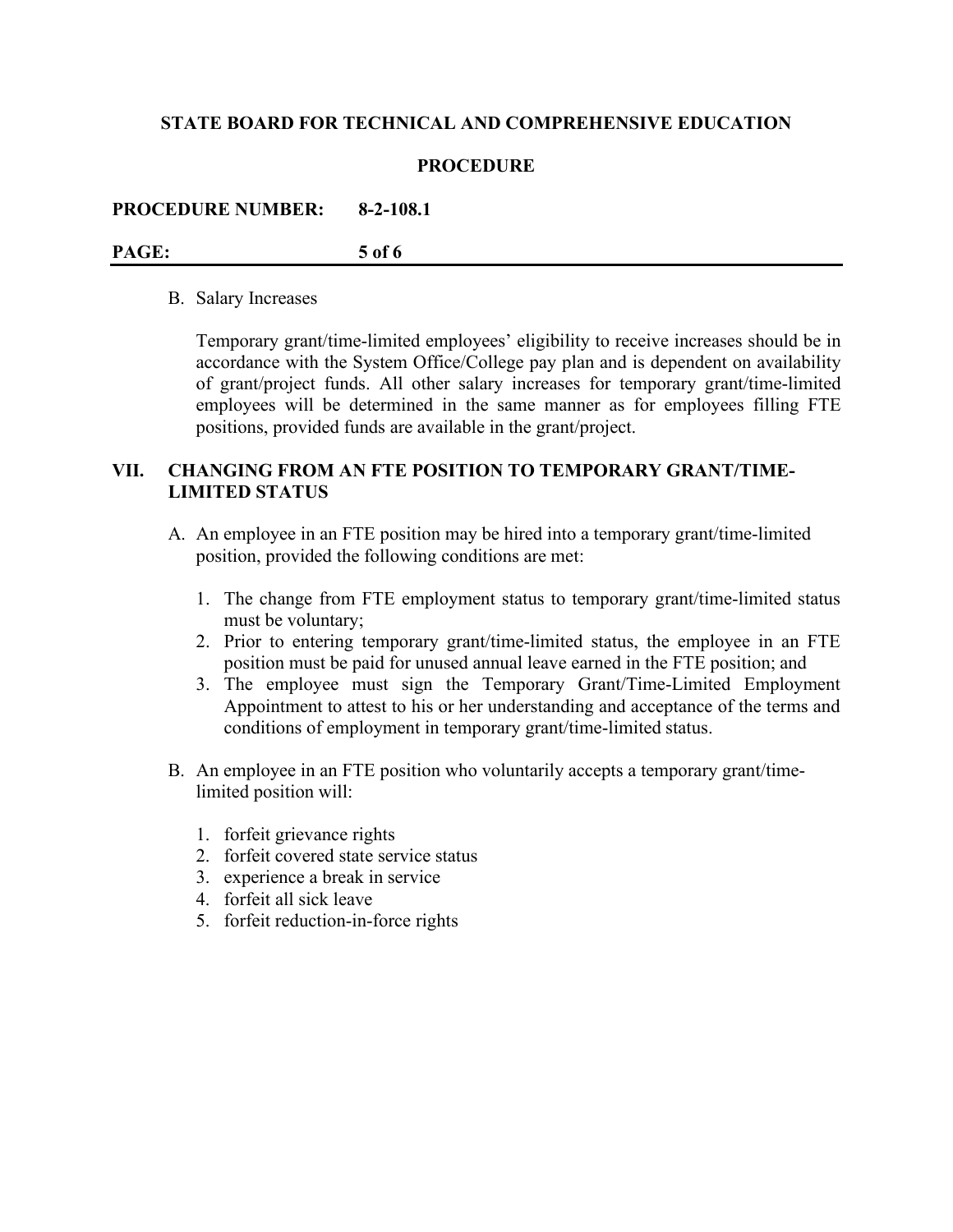B. Salary Increases

Temporary grant/time-limited employees' eligibility to receive increases should be in accordance with the System Office/College pay plan and is dependent on availability of grant/project funds. All other salary increases for temporary grant/time-limited employees will be determined in the same manner as for employees filling FTE positions, provided funds are available in the grant/project.

## VII. CHANGING FROM AN FTE POSITION TO TEMPORARY GRANT/TIME-LIMITED STATUS

A. An employee in an FTE position may be hired into a temporary grant/time-limited position, provided the following conditions are met:

1. The change from FTE employment status to temporary grant/time-limited status must be voluntary;
2. Prior to entering temporary grant/time-limited status, the employee in an FTE position must be paid for unused annual leave earned in the FTE position; and
3. The employee must sign the Temporary Grant/Time-Limited Employment Appointment to attest to his or her understanding and acceptance of the terms and conditions of employment in temporary grant/time-limited status.

B. An employee in an FTE position who voluntarily accepts a temporary grant/time-limited position will:

1. forfeit grievance rights
2. forfeit covered state service status
3. experience a break in service
4. forfeit all sick leave
5. forfeit reduction-in-force rights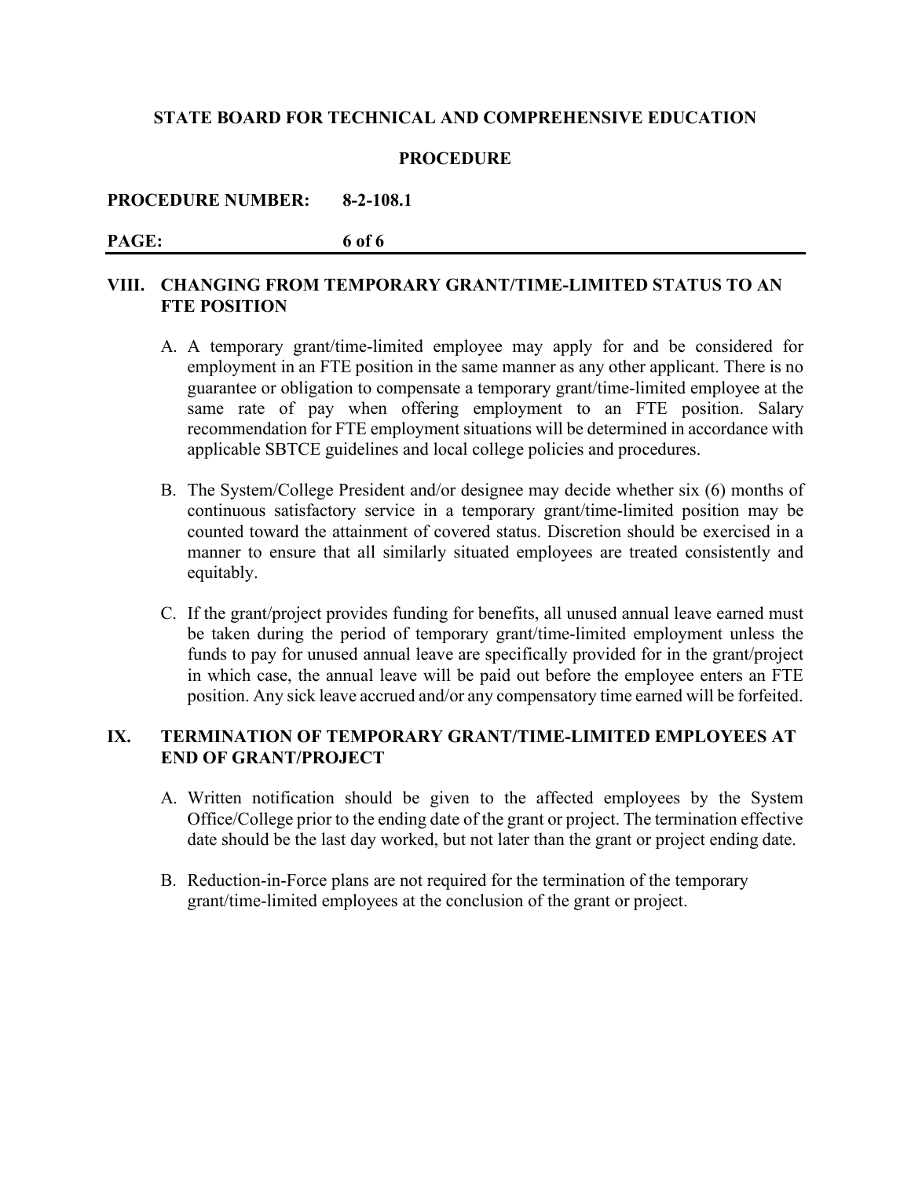## VIII. CHANGING FROM TEMPORARY GRANT/TIME-LIMITED STATUS TO AN FTE POSITION

A. A temporary grant/time-limited employee may apply for and be considered for employment in an FTE position in the same manner as any other applicant. There is no guarantee or obligation to compensate a temporary grant/time-limited employee at the same rate of pay when offering employment to an FTE position. Salary recommendation for FTE employment situations will be determined in accordance with applicable SBTCE guidelines and local college policies and procedures.

B. The System/College President and/or designee may decide whether six (6) months of continuous satisfactory service in a temporary grant/time-limited position may be counted toward the attainment of covered status. Discretion should be exercised in a manner to ensure that all similarly situated employees are treated consistently and equitably.

C. If the grant/project provides funding for benefits, all unused annual leave earned must be taken during the period of temporary grant/time-limited employment unless the funds to pay for unused annual leave are specifically provided for in the grant/project in which case, the annual leave will be paid out before the employee enters an FTE position. Any sick leave accrued and/or any compensatory time earned will be forfeited.

## IX. TERMINATION OF TEMPORARY GRANT/TIME-LIMITED EMPLOYEES AT END OF GRANT/PROJECT

A. Written notification should be given to the affected employees by the System Office/College prior to the ending date of the grant or project. The termination effective date should be the last day worked, but not later than the grant or project ending date.

B. Reduction-in-Force plans are not required for the termination of the temporary grant/time-limited employees at the conclusion of the grant or project.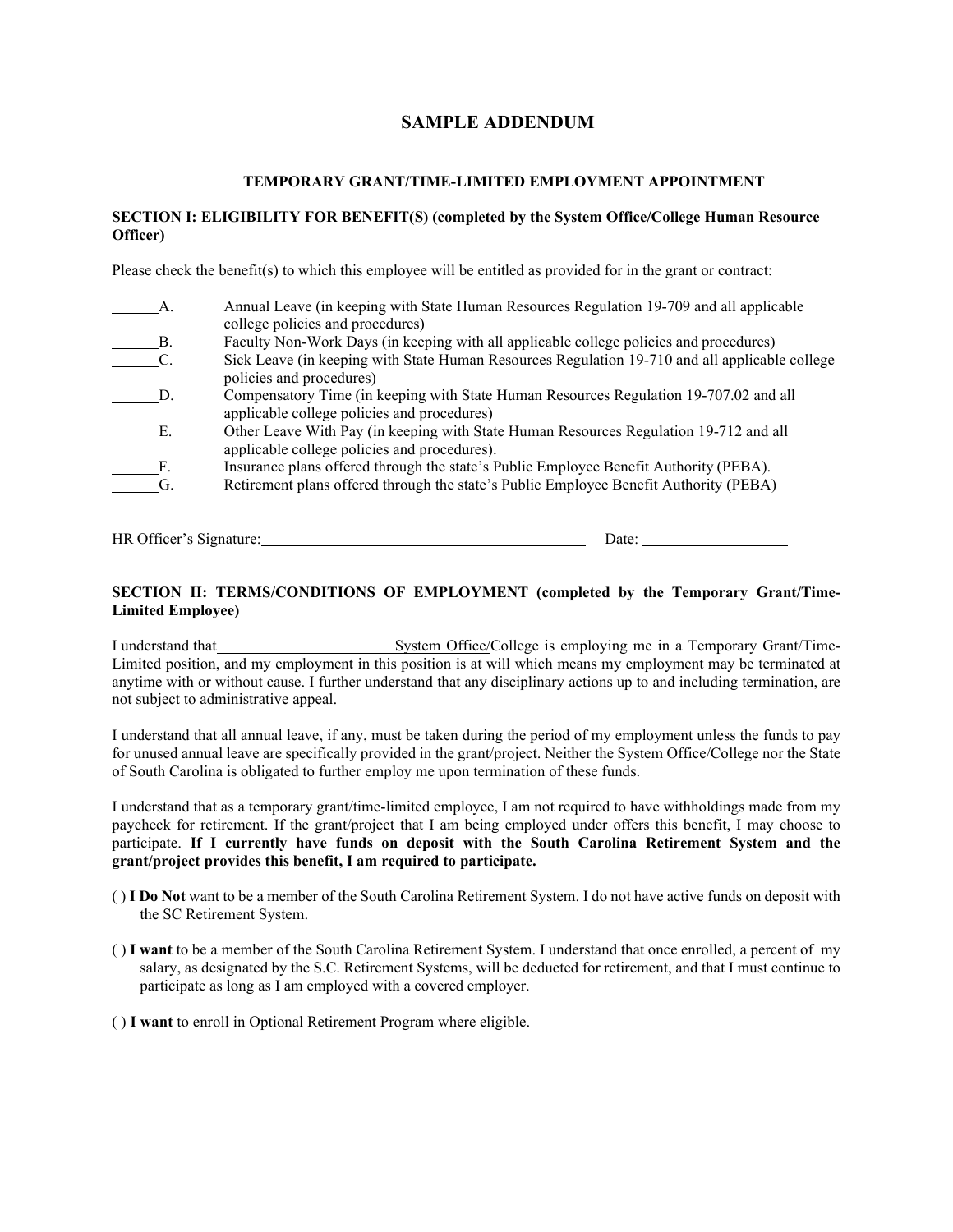## SAMPLE ADDENDUM

---

### TEMPORARY GRANT/TIME-LIMITED EMPLOYMENT APPOINTMENT

**SECTION I: ELIGIBILITY FOR BENEFIT(S) (completed by the System Office/College Human Resource Officer)**

Please check the benefit(s) to which this employee will be entitled as provided for in the grant or contract:

______A. Annual Leave (in keeping with State Human Resources Regulation 19-709 and all applicable college policies and procedures)

______B. Faculty Non-Work Days (in keeping with all applicable college policies and procedures)

______C. Sick Leave (in keeping with State Human Resources Regulation 19-710 and all applicable college policies and procedures)

______D. Compensatory Time (in keeping with State Human Resources Regulation 19-707.02 and all applicable college policies and procedures)

______E. Other Leave With Pay (in keeping with State Human Resources Regulation 19-712 and all applicable college policies and procedures).

______F. Insurance plans offered through the state's Public Employee Benefit Authority (PEBA).

______G. Retirement plans offered through the state's Public Employee Benefit Authority (PEBA)

HR Officer's Signature:________________________________________ Date: __________________

**SECTION II: TERMS/CONDITIONS OF EMPLOYMENT (completed by the Temporary Grant/Time-Limited Employee)**

I understand that______________________System Office/College is employing me in a Temporary Grant/Time-Limited position, and my employment in this position is at will which means my employment may be terminated at anytime with or without cause. I further understand that any disciplinary actions up to and including termination, are not subject to administrative appeal.

I understand that all annual leave, if any, must be taken during the period of my employment unless the funds to pay for unused annual leave are specifically provided in the grant/project. Neither the System Office/College nor the State of South Carolina is obligated to further employ me upon termination of these funds.

I understand that as a temporary grant/time-limited employee, I am not required to have withholdings made from my paycheck for retirement. If the grant/project that I am being employed under offers this benefit, I may choose to participate. **If I currently have funds on deposit with the South Carolina Retirement System and the grant/project provides this benefit, I am required to participate.**

( ) **I Do Not** want to be a member of the South Carolina Retirement System. I do not have active funds on deposit with the SC Retirement System.

( ) **I want** to be a member of the South Carolina Retirement System. I understand that once enrolled, a percent of my salary, as designated by the S.C. Retirement Systems, will be deducted for retirement, and that I must continue to participate as long as I am employed with a covered employer.

( ) **I want** to enroll in Optional Retirement Program where eligible.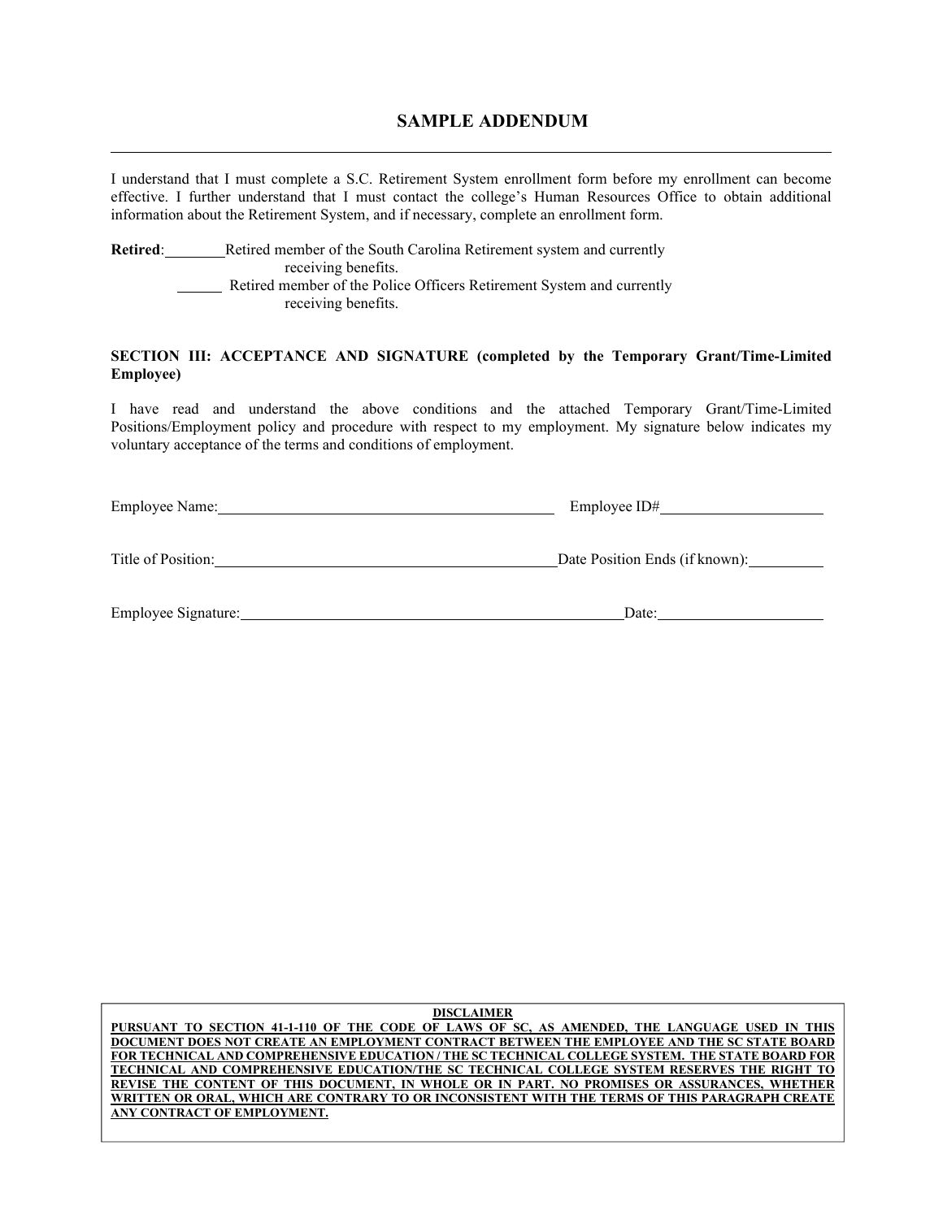## SAMPLE ADDENDUM

---

I understand that I must complete a S.C. Retirement System enrollment form before my enrollment can become effective. I further understand that I must contact the college's Human Resources Office to obtain additional information about the Retirement System, and if necessary, complete an enrollment form.

**Retired**:________Retired member of the South Carolina Retirement system and currently receiving benefits.

______ Retired member of the Police Officers Retirement System and currently receiving benefits.

**SECTION III: ACCEPTANCE AND SIGNATURE (completed by the Temporary Grant/Time-Limited Employee)**

I have read and understand the above conditions and the attached Temporary Grant/Time-Limited Positions/Employment policy and procedure with respect to my employment. My signature below indicates my voluntary acceptance of the terms and conditions of employment.

Employee Name:_____________________________________ Employee ID#____________________

Title of Position:_____________________________________Date Position Ends (if known):__________

Employee Signature:__________________________________________Date:____________________

**DISCLAIMER**

**PURSUANT TO SECTION 41-1-110 OF THE CODE OF LAWS OF SC, AS AMENDED, THE LANGUAGE USED IN THIS DOCUMENT DOES NOT CREATE AN EMPLOYMENT CONTRACT BETWEEN THE EMPLOYEE AND THE SC STATE BOARD FOR TECHNICAL AND COMPREHENSIVE EDUCATION / THE SC TECHNICAL COLLEGE SYSTEM. THE STATE BOARD FOR TECHNICAL AND COMPREHENSIVE EDUCATION/THE SC TECHNICAL COLLEGE SYSTEM RESERVES THE RIGHT TO REVISE THE CONTENT OF THIS DOCUMENT, IN WHOLE OR IN PART. NO PROMISES OR ASSURANCES, WHETHER WRITTEN OR ORAL, WHICH ARE CONTRARY TO OR INCONSISTENT WITH THE TERMS OF THIS PARAGRAPH CREATE ANY CONTRACT OF EMPLOYMENT.**